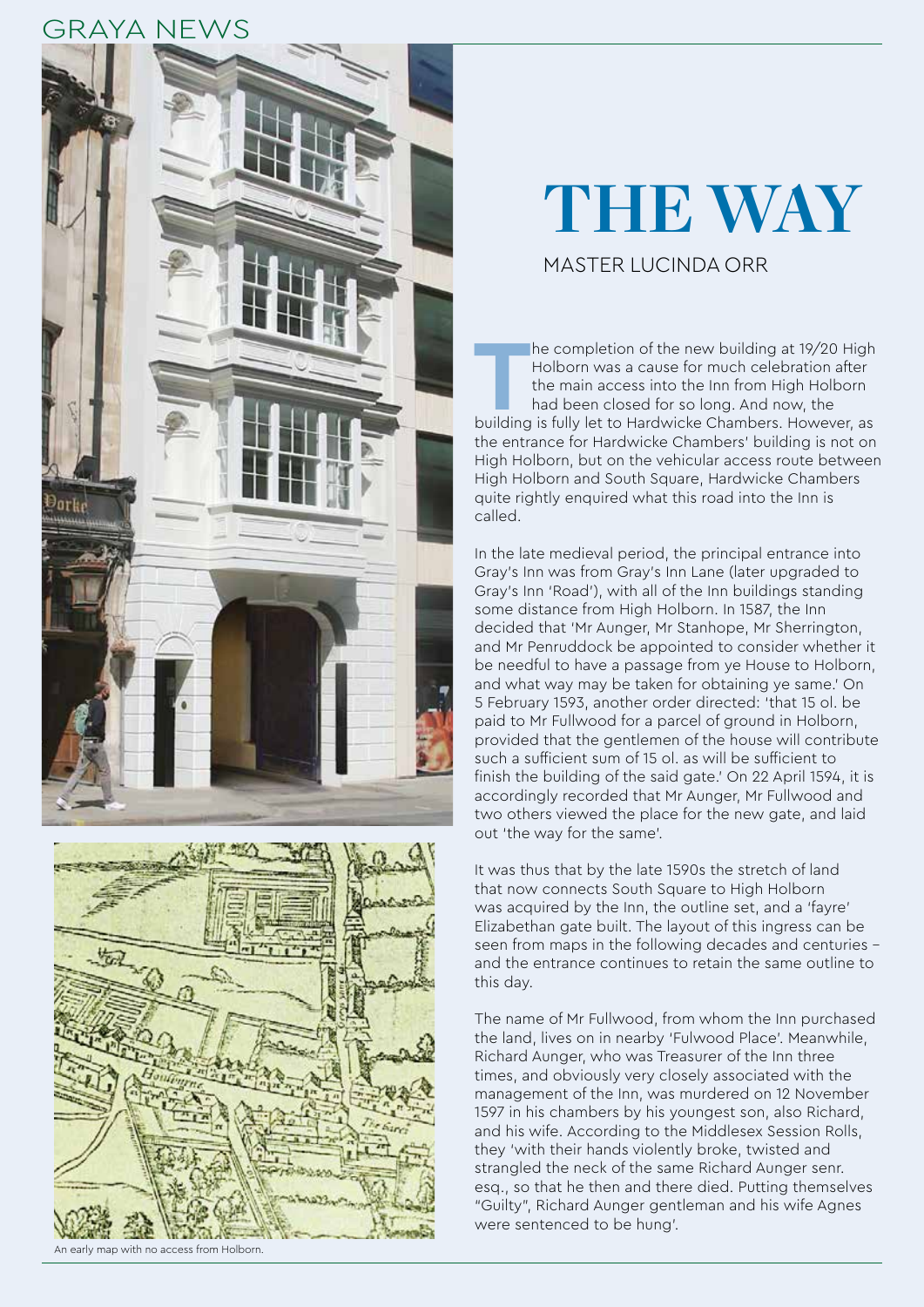# THE WAY

MASTER LUCINDA ORR

The completion of the new building at 19/20 High Holborn was a cause for much celebration after the main access into the Inn from High Holborn had been closed for so long. And now, the building is fully let to Hardwicke Chambers. However, as the entrance for Hardwicke Chambers' building is not on High Holborn, but on the vehicular access route between High Holborn and South Square, Hardwicke Chambers quite rightly enquired what this road into the Inn is called.

In the late medieval period, the principal entrance into Gray's Inn was from Gray's Inn Lane (later upgraded to Gray's Inn 'Road'), with all of the Inn buildings standing some distance from High Holborn. In 1587, the Inn decided that 'Mr Aunger, Mr Stanhope, Mr Sherrington, and Mr Penruddock be appointed to consider whether it be needful to have a passage from ye House to Holborn, and what way may be taken for obtaining ye same.' On 5 February 1593, another order directed: 'that 15 ol. be paid to Mr Fullwood for a parcel of ground in Holborn, provided that the gentlemen of the house will contribute such a sufficient sum of 15 ol. as will be sufficient to finish the building of the said gate.' On 22 April 1594, it is accordingly recorded that Mr Aunger, Mr Fullwood and two others viewed the place for the new gate, and laid out 'the way for the same'.

It was thus that by the late 1590s the stretch of land that now connects South Square to High Holborn was acquired by the Inn, the outline set, and a 'fayre' Elizabethan gate built. The layout of this ingress can be seen from maps in the following decades and centuries – and the entrance continues to retain the same outline to this day.

The name of Mr Fullwood, from whom the Inn purchased the land, lives on in nearby 'Fulwood Place'. Meanwhile, Richard Aunger, who was Treasurer of the Inn three times, and obviously very closely associated with the management of the Inn, was murdered on 12 November 1597 in his chambers by his youngest son, also Richard, and his wife. According to the Middlesex Session Rolls, they 'with their hands violently broke, twisted and strangled the neck of the same Richard Aunger senr. esq., so that he then and there died. Putting themselves "Guilty", Richard Aunger gentleman and his wife Agnes were sentenced to be hung'.

An early map with no access from Holborn.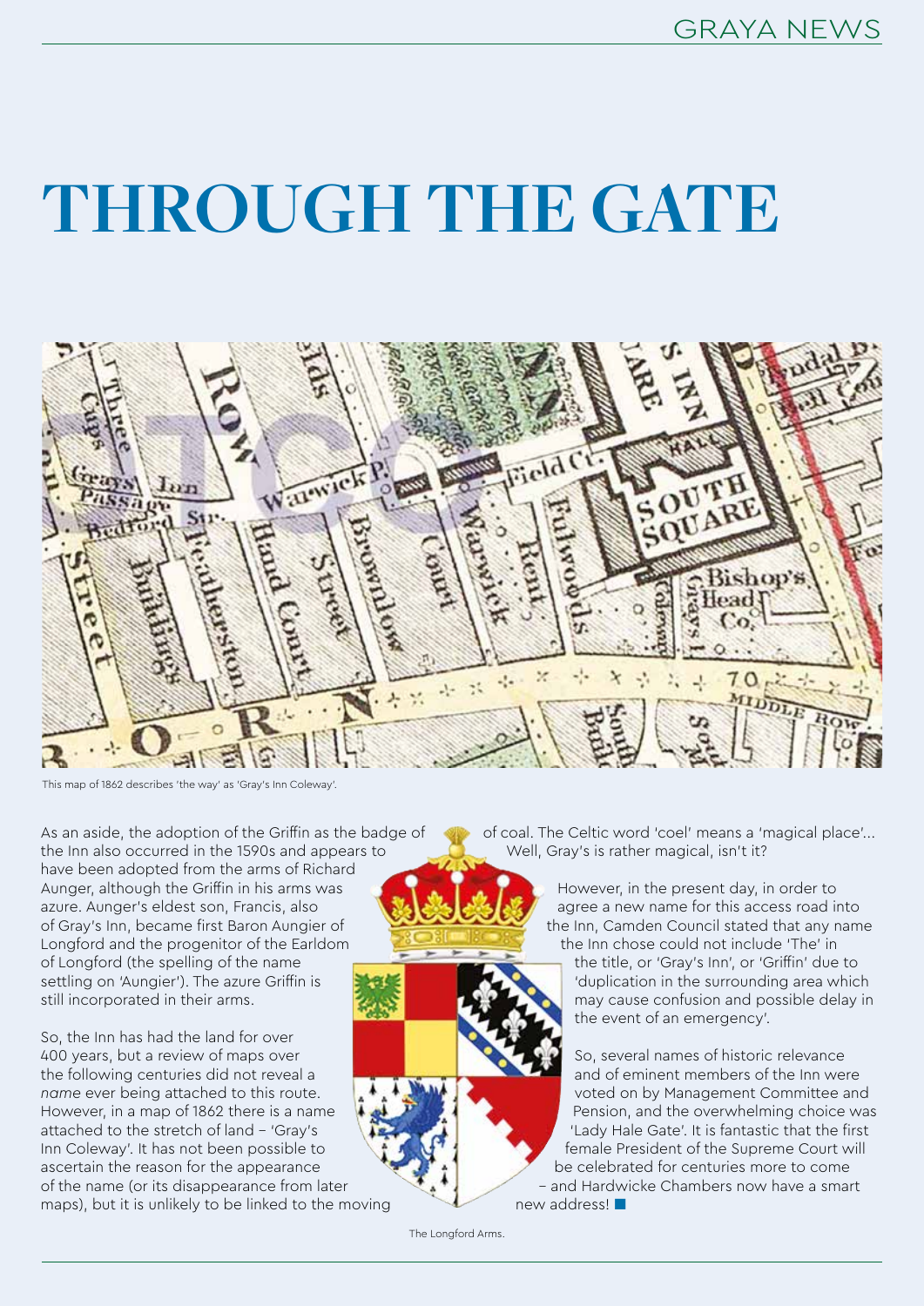# THROUGH THE GATE

This map of 1862 describes 'the way' as 'Gray's Inn Coleway'.

As an aside, the adoption of the Griffin as the badge of the Inn also occurred in the 1590s and appears to have been adopted from the arms of Richard Aunger, although the Griffin in his arms was azure. Aunger's eldest son, Francis, also of Gray's Inn, became first Baron Aungier of Longford and the progenitor of the Earldom of Longford (the spelling of the name settling on 'Aungier'). The azure Griffin is still incorporated in their arms.

So, the Inn has had the land for over 400 years, but a review of maps over the following centuries did not reveal a *name* ever being attached to this route. However, in a map of 1862 there is a name attached to the stretch of land – 'Gray's Inn Coleway'. It has not been possible to ascertain the reason for the appearance of the name (or its disappearance from later maps), but it is unlikely to be linked to the moving of coal. The Celtic word 'coel' means a 'magical place'... Well, Gray's is rather magical, isn't it?

However, in the present day, in order to agree a new name for this access road into the Inn, Camden Council stated that any name the Inn chose could not include 'The' in the title, or 'Gray's Inn', or 'Griffin' due to 'duplication in the surrounding area which may cause confusion and possible delay in the event of an emergency'.

So, several names of historic relevance and of eminent members of the Inn were voted on by Management Committee and Pension, and the overwhelming choice was 'Lady Hale Gate'. It is fantastic that the first female President of the Supreme Court will be celebrated for centuries more to come – and Hardwicke Chambers now have a smart new address! ■

The Longford Arms.